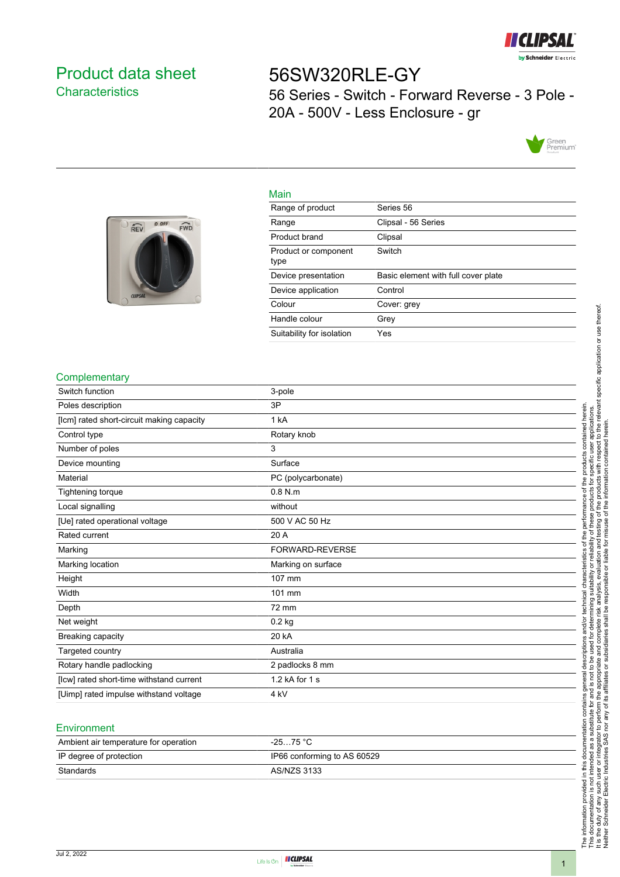# Product data sheet

## Characteristics

# 56SW320RLE-GY

56 Series - Switch - Forward Reverse - 3 Pole - 20A - 500V - Less Enclosure - gr

### Main

| | |
|---|---|
| Range of product | Series 56 |
| Range | Clipsal - 56 Series |
| Product brand | Clipsal |
| Product or component type | Switch |
| Device presentation | Basic element with full cover plate |
| Device application | Control |
| Colour | Cover: grey |
| Handle colour | Grey |
| Suitability for isolation | Yes |

### Complementary

| | |
|---|---|
| Switch function | 3-pole |
| Poles description | 3P |
| [Icm] rated short-circuit making capacity | 1 kA |
| Control type | Rotary knob |
| Number of poles | 3 |
| Device mounting | Surface |
| Material | PC (polycarbonate) |
| Tightening torque | 0.8 N.m |
| Local signalling | without |
| [Ue] rated operational voltage | 500 V AC 50 Hz |
| Rated current | 20 A |
| Marking | FORWARD-REVERSE |
| Marking location | Marking on surface |
| Height | 107 mm |
| Width | 101 mm |
| Depth | 72 mm |
| Net weight | 0.2 kg |
| Breaking capacity | 20 kA |
| Targeted country | Australia |
| Rotary handle padlocking | 2 padlocks 8 mm |
| [Icw] rated short-time withstand current | 1.2 kA for 1 s |
| [Uimp] rated impulse withstand voltage | 4 kV |

### Environment

| | |
|---|---|
| Ambient air temperature for operation | -25…75 °C |
| IP degree of protection | IP66 conforming to AS 60529 |
| Standards | AS/NZS 3133 |

The information provided in this documentation contains general descriptions and/or technical characteristics of the performance of the products contained herein. This documentation is not intended as a substitute for and is not to be used for determining suitability or reliability of these products for specific user applications. It is the duty of any such user or integrator to perform the appropriate and complete risk analysis, evaluation and testing of the products with respect to the relevant specific application or use thereof. Neither Schneider Electric Industries SAS nor any of its affiliates or subsidiaries shall be responsible or liable for misuse of the information contained herein.

Jul 2, 2022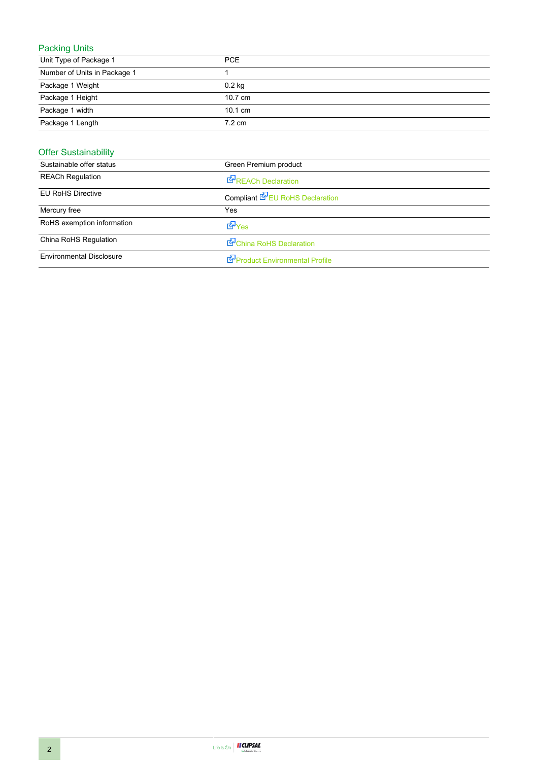## Packing Units

| | |
|---|---|
| Unit Type of Package 1 | PCE |
| Number of Units in Package 1 | 1 |
| Package 1 Weight | 0.2 kg |
| Package 1 Height | 10.7 cm |
| Package 1 width | 10.1 cm |
| Package 1 Length | 7.2 cm |

## Offer Sustainability

| | |
|---|---|
| Sustainable offer status | Green Premium product |
| REACh Regulation | REACh Declaration |
| EU RoHS Directive | Compliant EU RoHS Declaration |
| Mercury free | Yes |
| RoHS exemption information | Yes |
| China RoHS Regulation | China RoHS Declaration |
| Environmental Disclosure | Product Environmental Profile |